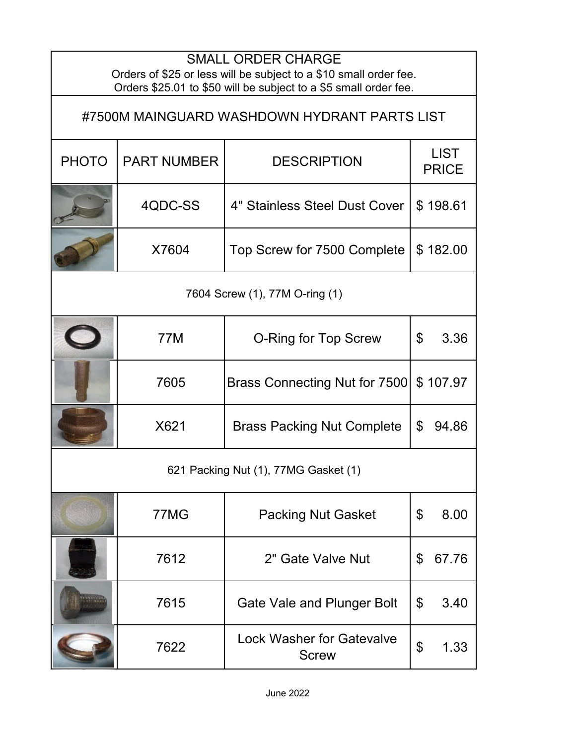SMALL ORDER CHARGE

Orders of $25 or less will be subject to a $10 small order fee.
Orders $25.01 to $50 will be subject to a $5 small order fee.

# #7500M MAINGUARD WASHDOWN HYDRANT PARTS LIST

| PHOTO | PART NUMBER | DESCRIPTION | LIST PRICE |
|---|---|---|---|
| | 4QDC-SS | 4" Stainless Steel Dust Cover | $ 198.61 |
| | X7604 | Top Screw for 7500 Complete | $ 182.00 |
| 7604 Screw (1), 77M O-ring (1) | | | |
| | 77M | O-Ring for Top Screw | $ 3.36 |
| | 7605 | Brass Connecting Nut for 7500 | $ 107.97 |
| | X621 | Brass Packing Nut Complete | $ 94.86 |
| 621 Packing Nut (1), 77MG Gasket (1) | | | |
| | 77MG | Packing Nut Gasket | $ 8.00 |
| | 7612 | 2" Gate Valve Nut | $ 67.76 |
| | 7615 | Gate Vale and Plunger Bolt | $ 3.40 |
| | 7622 | Lock Washer for Gatevalve Screw | $ 1.33 |

June 2022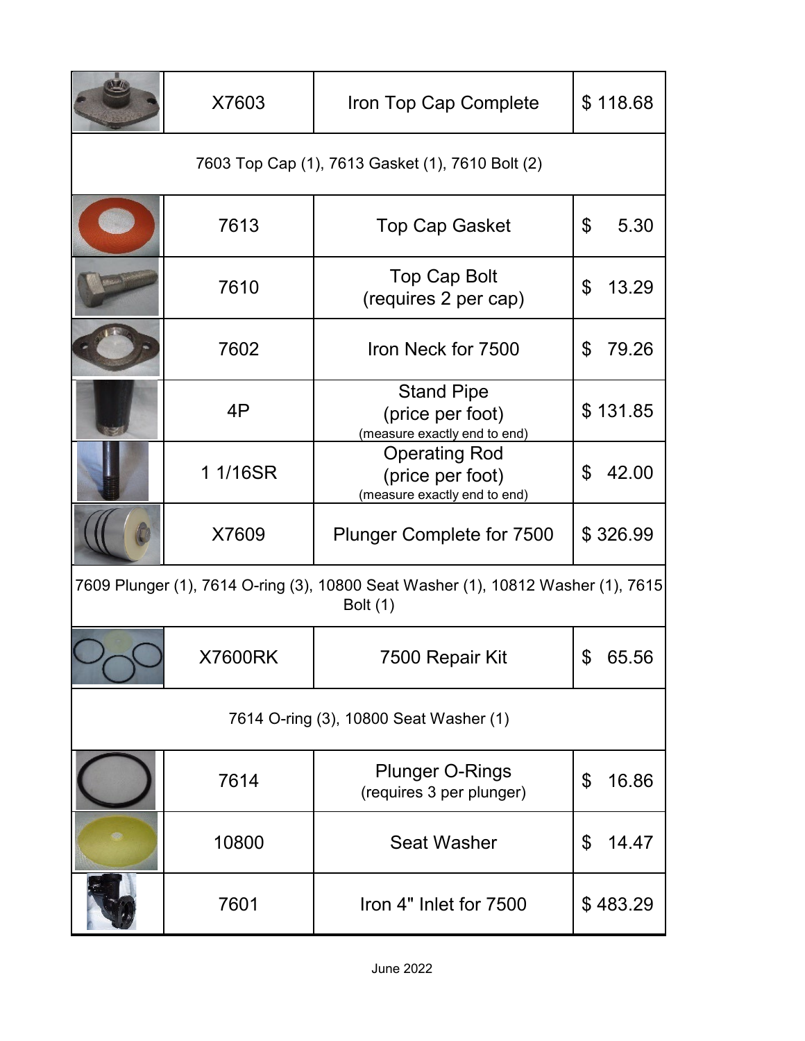| | Part No. | Description | Price |
|---|---|---|---|
| | X7603 | Iron Top Cap Complete | $ 118.68 |
| 7603 Top Cap (1), 7613 Gasket (1), 7610 Bolt (2) | | | |
| | 7613 | Top Cap Gasket | $ 5.30 |
| | 7610 | Top Cap Bolt (requires 2 per cap) | $ 13.29 |
| | 7602 | Iron Neck for 7500 | $ 79.26 |
| | 4P | Stand Pipe (price per foot) (measure exactly end to end) | $ 131.85 |
| | 1 1/16SR | Operating Rod (price per foot) (measure exactly end to end) | $ 42.00 |
| | X7609 | Plunger Complete for 7500 | $ 326.99 |
| 7609 Plunger (1), 7614 O-ring (3), 10800 Seat Washer (1), 10812 Washer (1), 7615 Bolt (1) | | | |
| | X7600RK | 7500 Repair Kit | $ 65.56 |
| 7614 O-ring (3), 10800 Seat Washer (1) | | | |
| | 7614 | Plunger O-Rings (requires 3 per plunger) | $ 16.86 |
| | 10800 | Seat Washer | $ 14.47 |
| | 7601 | Iron 4" Inlet for 7500 | $ 483.29 |

June 2022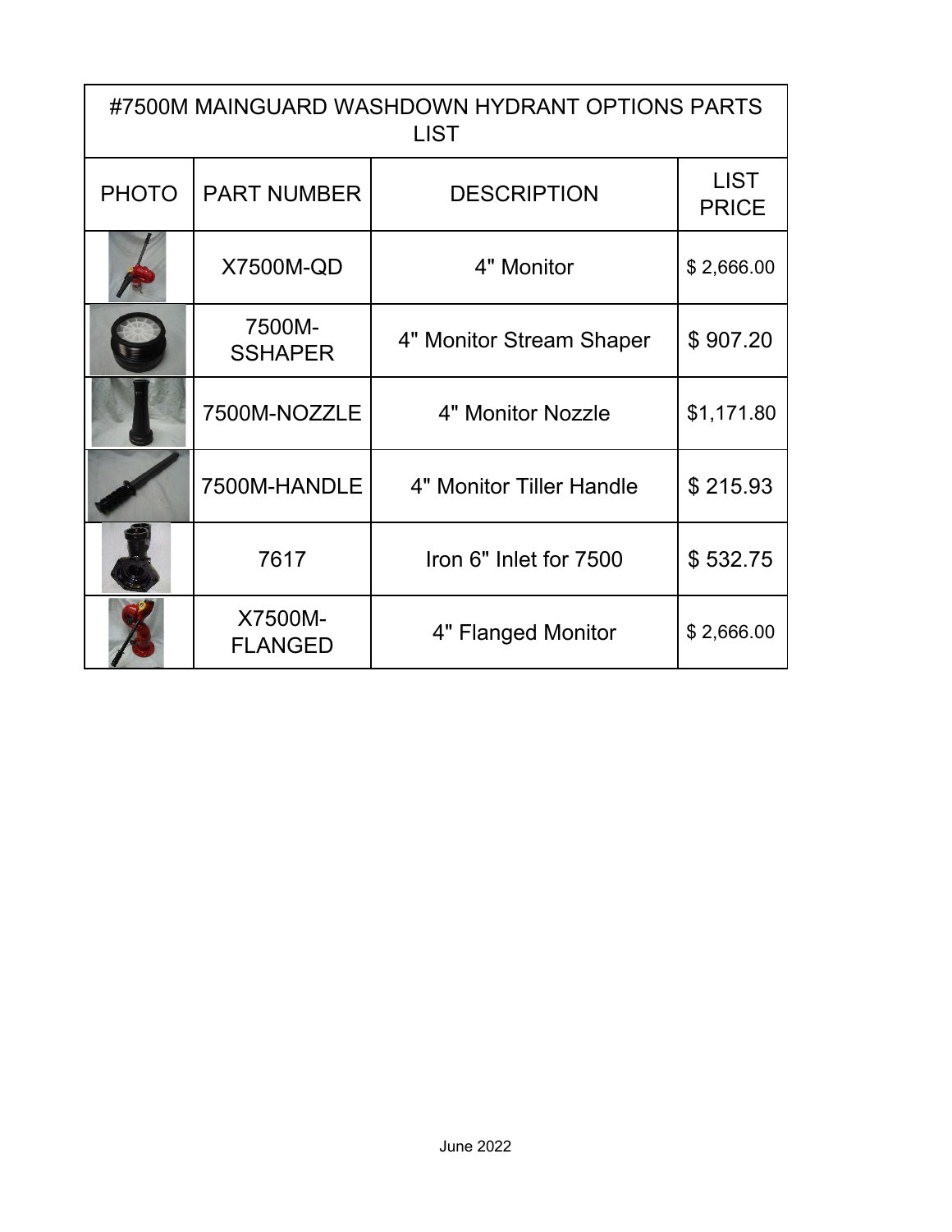| #7500M MAINGUARD WASHDOWN HYDRANT OPTIONS PARTS LIST | | | |
|---|---|---|---|
| PHOTO | PART NUMBER | DESCRIPTION | LIST PRICE |
| | X7500M-QD | 4" Monitor | $ 2,666.00 |
| | 7500M-SSHAPER | 4" Monitor Stream Shaper | $ 907.20 |
| | 7500M-NOZZLE | 4" Monitor Nozzle | $1,171.80 |
| | 7500M-HANDLE | 4" Monitor Tiller Handle | $ 215.93 |
| | 7617 | Iron 6" Inlet for 7500 | $ 532.75 |
| | X7500M-FLANGED | 4" Flanged Monitor | $ 2,666.00 |

June 2022